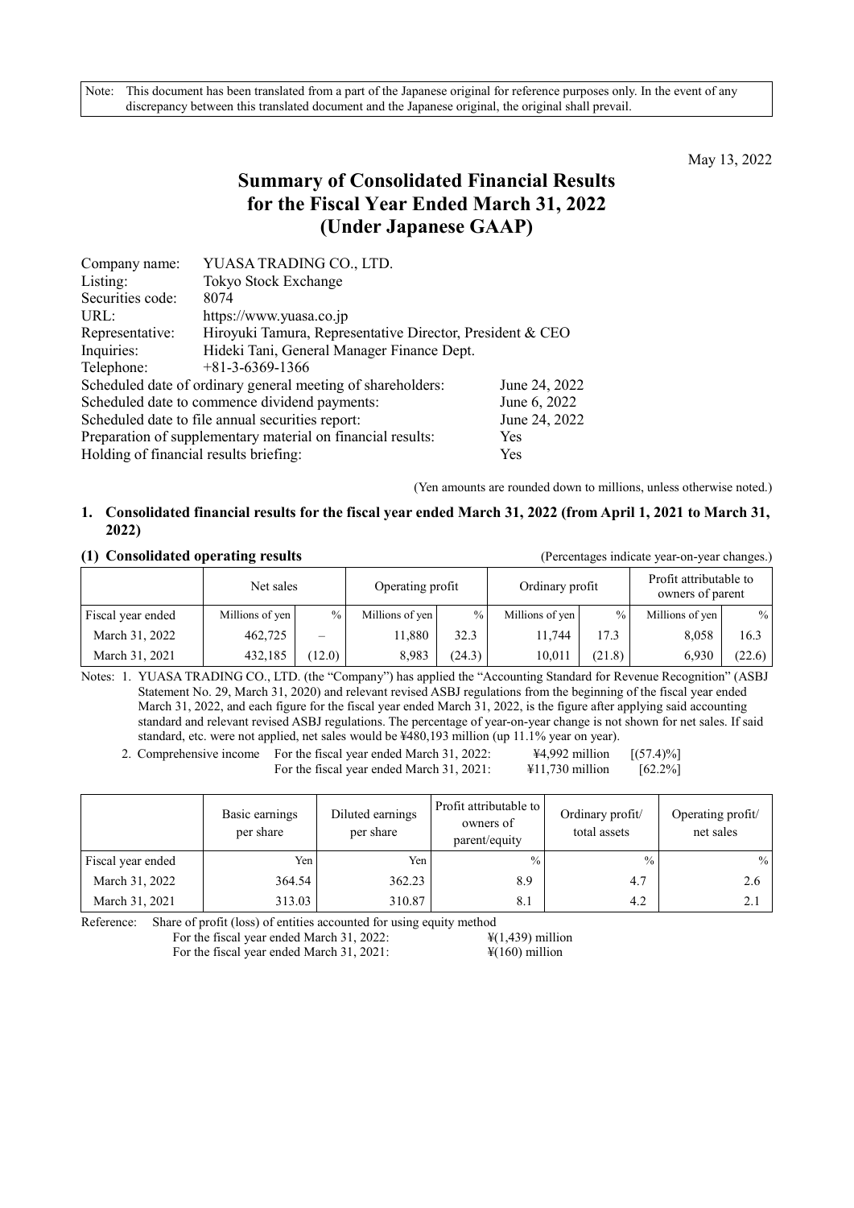Note: This document has been translated from a part of the Japanese original for reference purposes only. In the event of any discrepancy between this translated document and the Japanese original, the original shall prevail.

May 13, 2022

# Summary of Consolidated Financial Results for the Fiscal Year Ended March 31, 2022 (Under Japanese GAAP)

| | |
|---|---|
| Company name: | YUASA TRADING CO., LTD. |
| Listing: | Tokyo Stock Exchange |
| Securities code: | 8074 |
| URL: | https://www.yuasa.co.jp |
| Representative: | Hiroyuki Tamura, Representative Director, President & CEO |
| Inquiries: | Hideki Tani, General Manager Finance Dept. |
| Telephone: | +81-3-6369-1366 |

| | |
|---|---|
| Scheduled date of ordinary general meeting of shareholders: | June 24, 2022 |
| Scheduled date to commence dividend payments: | June 6, 2022 |
| Scheduled date to file annual securities report: | June 24, 2022 |
| Preparation of supplementary material on financial results: | Yes |
| Holding of financial results briefing: | Yes |

(Yen amounts are rounded down to millions, unless otherwise noted.)

## 1. Consolidated financial results for the fiscal year ended March 31, 2022 (from April 1, 2021 to March 31, 2022)

### (1) Consolidated operating results

(Percentages indicate year-on-year changes.)

| | Net sales | | Operating profit | | Ordinary profit | | Profit attributable to owners of parent | |
|---|---|---|---|---|---|---|---|---|
| Fiscal year ended | Millions of yen | % | Millions of yen | % | Millions of yen | % | Millions of yen | % |
| March 31, 2022 | 462,725 | – | 11,880 | 32.3 | 11,744 | 17.3 | 8,058 | 16.3 |
| March 31, 2021 | 432,185 | (12.0) | 8,983 | (24.3) | 10,011 | (21.8) | 6,930 | (22.6) |

Notes: 1. YUASA TRADING CO., LTD. (the "Company") has applied the "Accounting Standard for Revenue Recognition" (ASBJ Statement No. 29, March 31, 2020) and relevant revised ASBJ regulations from the beginning of the fiscal year ended March 31, 2022, and each figure for the fiscal year ended March 31, 2022, is the figure after applying said accounting standard and relevant revised ASBJ regulations. The percentage of year-on-year change is not shown for net sales. If said standard, etc. were not applied, net sales would be ¥480,193 million (up 11.1% year on year).

2. Comprehensive income For the fiscal year ended March 31, 2022: ¥4,992 million [(57.4)%]
For the fiscal year ended March 31, 2021: ¥11,730 million [62.2%]

| | Basic earnings per share | Diluted earnings per share | Profit attributable to owners of parent/equity | Ordinary profit/ total assets | Operating profit/ net sales |
|---|---|---|---|---|---|
| Fiscal year ended | Yen | Yen | % | % | % |
| March 31, 2022 | 364.54 | 362.23 | 8.9 | 4.7 | 2.6 |
| March 31, 2021 | 313.03 | 310.87 | 8.1 | 4.2 | 2.1 |

Reference: Share of profit (loss) of entities accounted for using equity method
For the fiscal year ended March 31, 2022: ¥(1,439) million
For the fiscal year ended March 31, 2021: ¥(160) million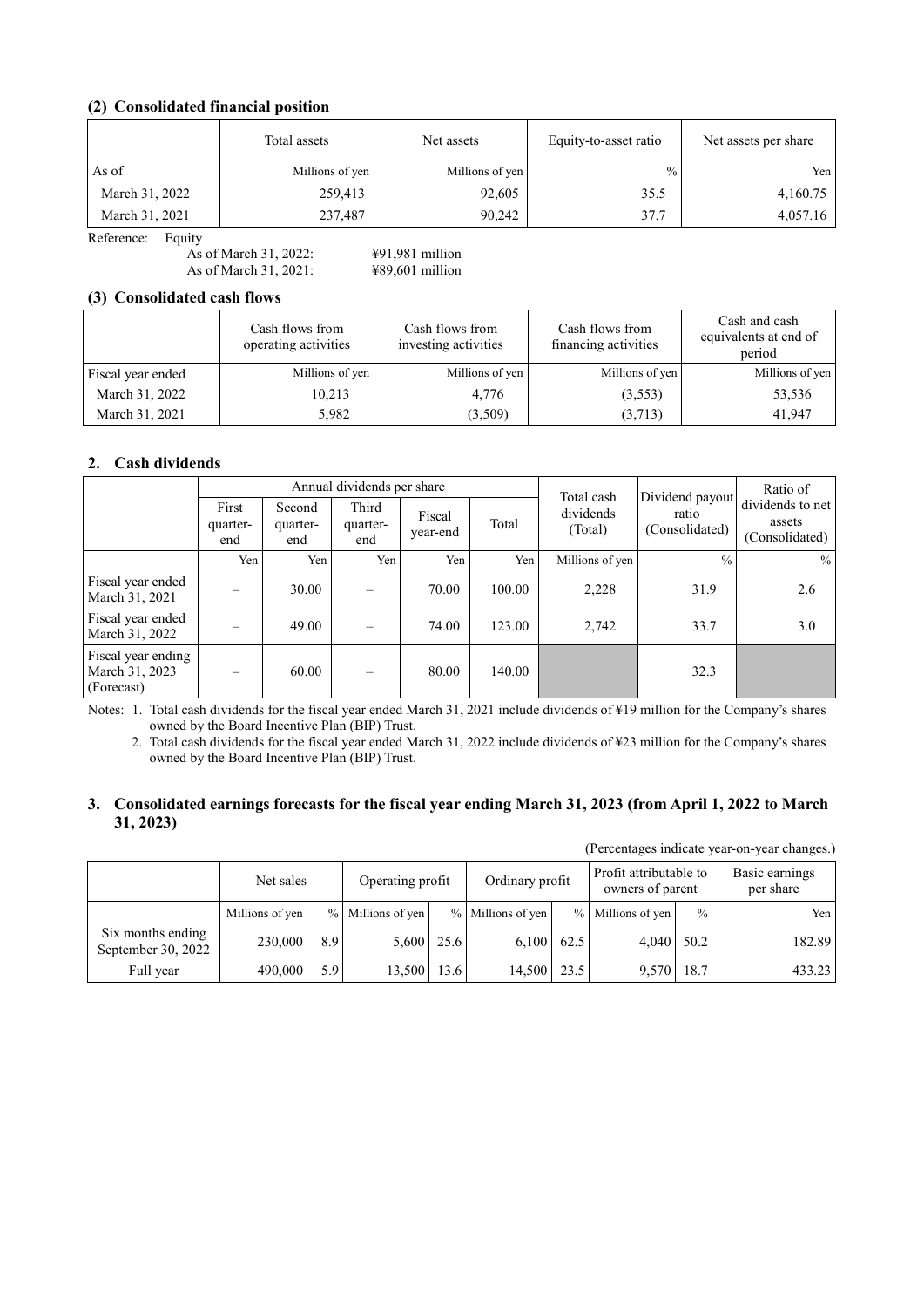### (2) Consolidated financial position

| | Total assets | Net assets | Equity-to-asset ratio | Net assets per share |
|---|---|---|---|---|
| As of | Millions of yen | Millions of yen | % | Yen |
| March 31, 2022 | 259,413 | 92,605 | 35.5 | 4,160.75 |
| March 31, 2021 | 237,487 | 90,242 | 37.7 | 4,057.16 |

Reference: Equity
As of March 31, 2022: ¥91,981 million
As of March 31, 2021: ¥89,601 million

### (3) Consolidated cash flows

| | Cash flows from operating activities | Cash flows from investing activities | Cash flows from financing activities | Cash and cash equivalents at end of period |
|---|---|---|---|---|
| Fiscal year ended | Millions of yen | Millions of yen | Millions of yen | Millions of yen |
| March 31, 2022 | 10,213 | 4,776 | (3,553) | 53,536 |
| March 31, 2021 | 5,982 | (3,509) | (3,713) | 41,947 |

## 2. Cash dividends

| | Annual dividends per share | | | | | Total cash dividends (Total) | Dividend payout ratio (Consolidated) | Ratio of dividends to net assets (Consolidated) |
|---|---|---|---|---|---|---|---|---|
| | First quarter-end | Second quarter-end | Third quarter-end | Fiscal year-end | Total | | | |
| | Yen | Yen | Yen | Yen | Yen | Millions of yen | % | % |
| Fiscal year ended March 31, 2021 | – | 30.00 | – | 70.00 | 100.00 | 2,228 | 31.9 | 2.6 |
| Fiscal year ended March 31, 2022 | – | 49.00 | – | 74.00 | 123.00 | 2,742 | 33.7 | 3.0 |
| Fiscal year ending March 31, 2023 (Forecast) | – | 60.00 | – | 80.00 | 140.00 | | 32.3 | |

Notes: 1. Total cash dividends for the fiscal year ended March 31, 2021 include dividends of ¥19 million for the Company's shares owned by the Board Incentive Plan (BIP) Trust.
2. Total cash dividends for the fiscal year ended March 31, 2022 include dividends of ¥23 million for the Company's shares owned by the Board Incentive Plan (BIP) Trust.

## 3. Consolidated earnings forecasts for the fiscal year ending March 31, 2023 (from April 1, 2022 to March 31, 2023)

(Percentages indicate year-on-year changes.)

| | Net sales | | Operating profit | | Ordinary profit | | Profit attributable to owners of parent | | Basic earnings per share |
|---|---|---|---|---|---|---|---|---|---|
| | Millions of yen | % | Millions of yen | % | Millions of yen | % | Millions of yen | % | Yen |
| Six months ending September 30, 2022 | 230,000 | 8.9 | 5,600 | 25.6 | 6,100 | 62.5 | 4,040 | 50.2 | 182.89 |
| Full year | 490,000 | 5.9 | 13,500 | 13.6 | 14,500 | 23.5 | 9,570 | 18.7 | 433.23 |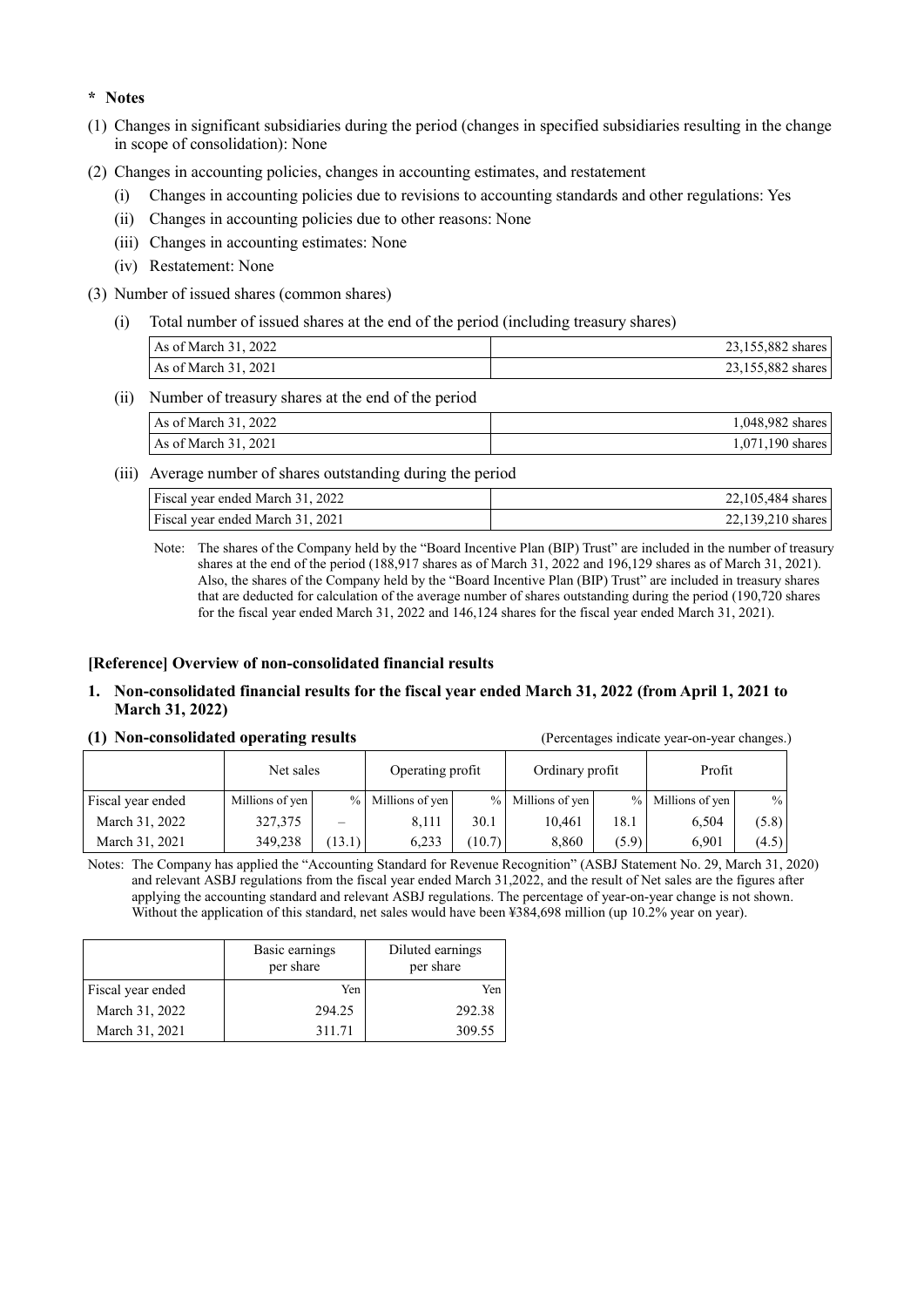**\* Notes**

(1) Changes in significant subsidiaries during the period (changes in specified subsidiaries resulting in the change in scope of consolidation): None

(2) Changes in accounting policies, changes in accounting estimates, and restatement

- (i) Changes in accounting policies due to revisions to accounting standards and other regulations: Yes
- (ii) Changes in accounting policies due to other reasons: None
- (iii) Changes in accounting estimates: None
- (iv) Restatement: None

(3) Number of issued shares (common shares)

(i) Total number of issued shares at the end of the period (including treasury shares)

| | |
|---|---|
| As of March 31, 2022 | 23,155,882 shares |
| As of March 31, 2021 | 23,155,882 shares |

(ii) Number of treasury shares at the end of the period

| | |
|---|---|
| As of March 31, 2022 | 1,048,982 shares |
| As of March 31, 2021 | 1,071,190 shares |

(iii) Average number of shares outstanding during the period

| | |
|---|---|
| Fiscal year ended March 31, 2022 | 22,105,484 shares |
| Fiscal year ended March 31, 2021 | 22,139,210 shares |

Note: The shares of the Company held by the "Board Incentive Plan (BIP) Trust" are included in the number of treasury shares at the end of the period (188,917 shares as of March 31, 2022 and 196,129 shares as of March 31, 2021). Also, the shares of the Company held by the "Board Incentive Plan (BIP) Trust" are included in treasury shares that are deducted for calculation of the average number of shares outstanding during the period (190,720 shares for the fiscal year ended March 31, 2022 and 146,124 shares for the fiscal year ended March 31, 2021).

**[Reference] Overview of non-consolidated financial results**

**1. Non-consolidated financial results for the fiscal year ended March 31, 2022 (from April 1, 2021 to March 31, 2022)**

**(1) Non-consolidated operating results** (Percentages indicate year-on-year changes.)

| | Net sales | | Operating profit | | Ordinary profit | | Profit | |
|---|---|---|---|---|---|---|---|---|
| Fiscal year ended | Millions of yen | % | Millions of yen | % | Millions of yen | % | Millions of yen | % |
| March 31, 2022 | 327,375 | – | 8,111 | 30.1 | 10,461 | 18.1 | 6,504 | (5.8) |
| March 31, 2021 | 349,238 | (13.1) | 6,233 | (10.7) | 8,860 | (5.9) | 6,901 | (4.5) |

Notes: The Company has applied the "Accounting Standard for Revenue Recognition" (ASBJ Statement No. 29, March 31, 2020) and relevant ASBJ regulations from the fiscal year ended March 31,2022, and the result of Net sales are the figures after applying the accounting standard and relevant ASBJ regulations. The percentage of year-on-year change is not shown. Without the application of this standard, net sales would have been ¥384,698 million (up 10.2% year on year).

| | Basic earnings per share | Diluted earnings per share |
|---|---|---|
| Fiscal year ended | Yen | Yen |
| March 31, 2022 | 294.25 | 292.38 |
| March 31, 2021 | 311.71 | 309.55 |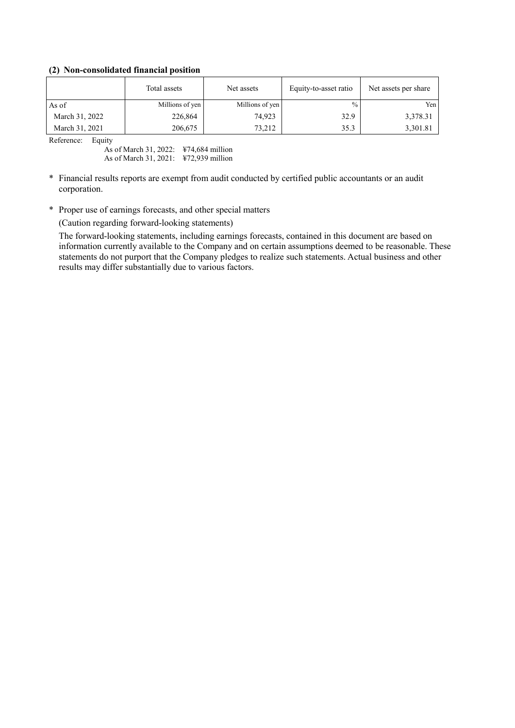### (2) Non-consolidated financial position

| | Total assets | Net assets | Equity-to-asset ratio | Net assets per share |
|---|---|---|---|---|
| As of | Millions of yen | Millions of yen | % | Yen |
| March 31, 2022 | 226,864 | 74,923 | 32.9 | 3,378.31 |
| March 31, 2021 | 206,675 | 73,212 | 35.3 | 3,301.81 |

Reference: Equity

As of March 31, 2022: ¥74,684 million
As of March 31, 2021: ¥72,939 million

\* Financial results reports are exempt from audit conducted by certified public accountants or an audit corporation.

\* Proper use of earnings forecasts, and other special matters

(Caution regarding forward-looking statements)

The forward-looking statements, including earnings forecasts, contained in this document are based on information currently available to the Company and on certain assumptions deemed to be reasonable. These statements do not purport that the Company pledges to realize such statements. Actual business and other results may differ substantially due to various factors.